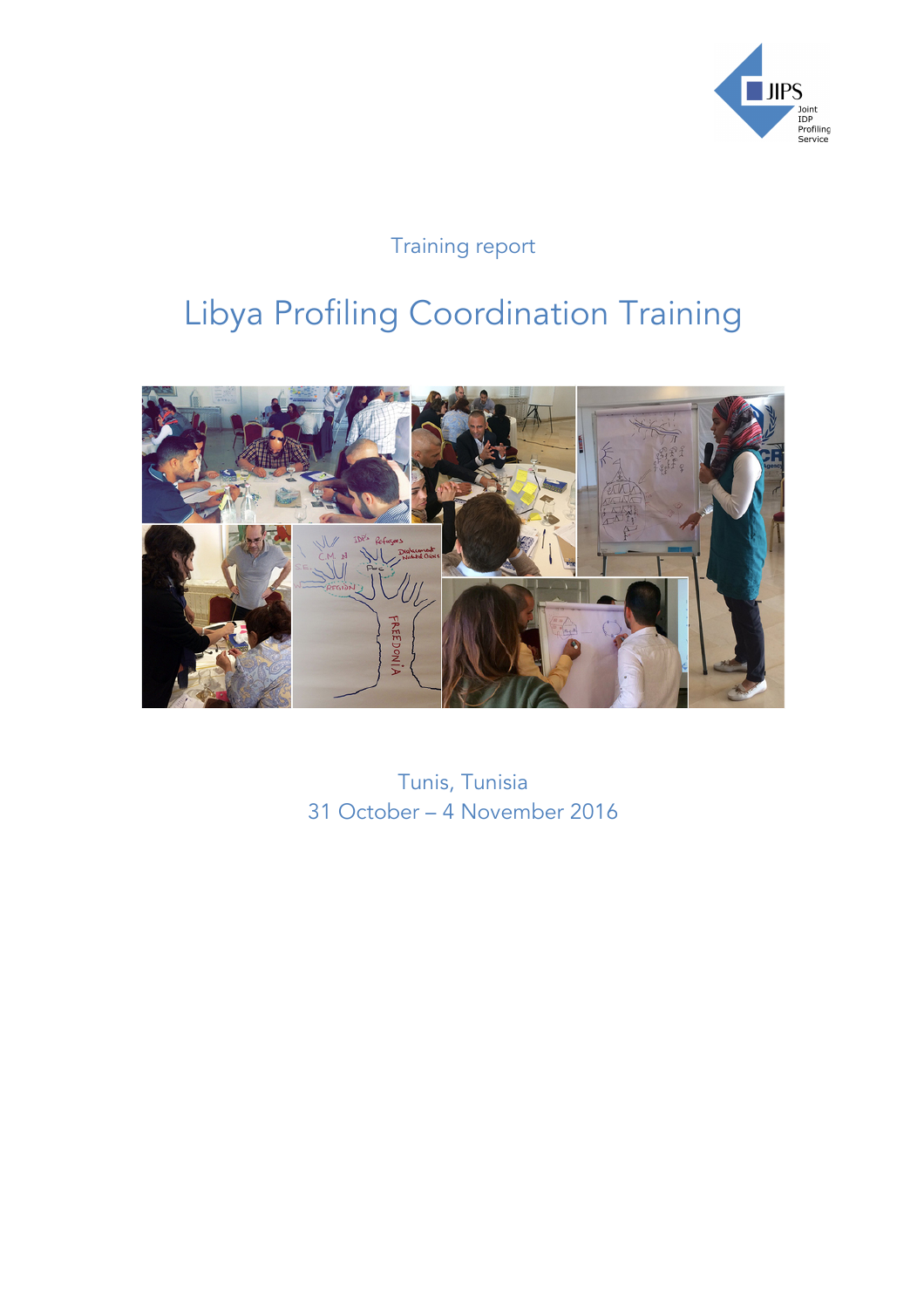Training report

# Libya Profiling Coordination Training

Tunis, Tunisia
31 October – 4 November 2016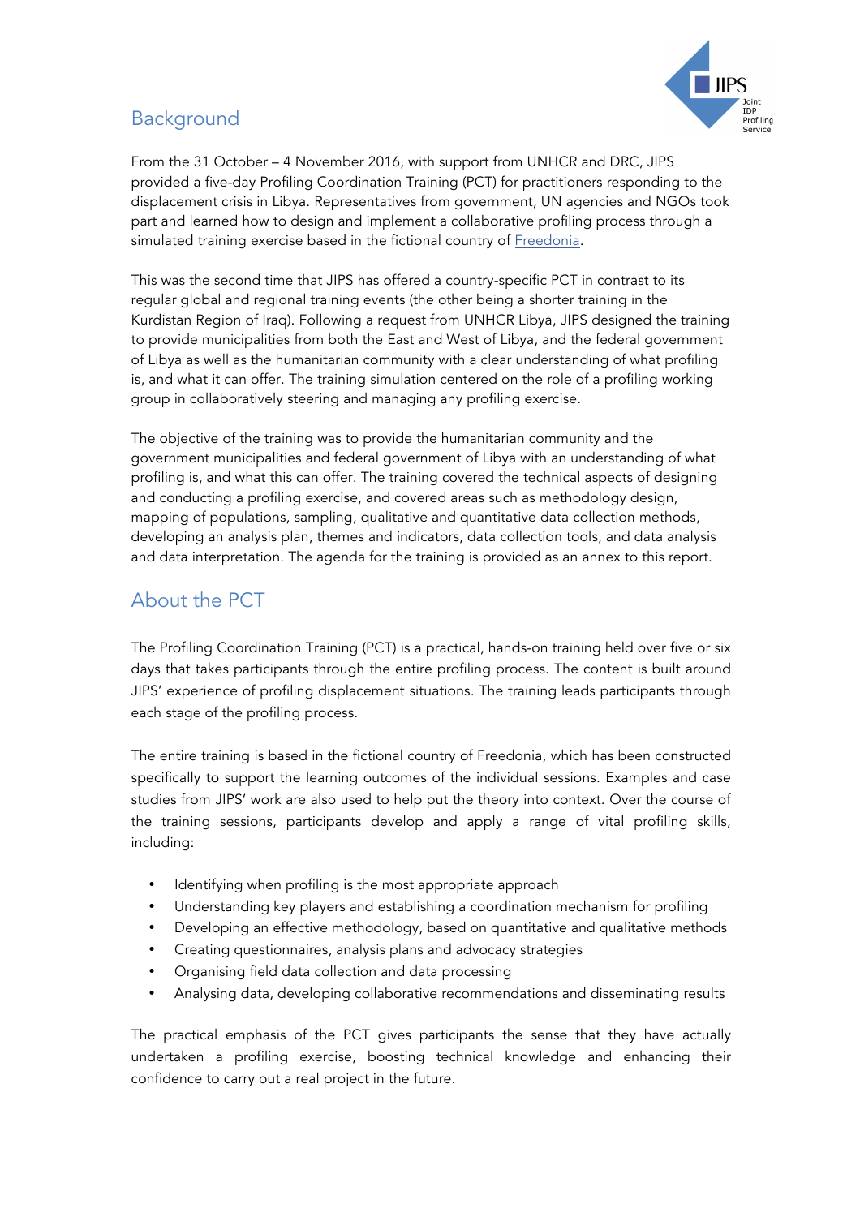## Background

From the 31 October – 4 November 2016, with support from UNHCR and DRC, JIPS provided a five-day Profiling Coordination Training (PCT) for practitioners responding to the displacement crisis in Libya. Representatives from government, UN agencies and NGOs took part and learned how to design and implement a collaborative profiling process through a simulated training exercise based in the fictional country of Freedonia.

This was the second time that JIPS has offered a country-specific PCT in contrast to its regular global and regional training events (the other being a shorter training in the Kurdistan Region of Iraq). Following a request from UNHCR Libya, JIPS designed the training to provide municipalities from both the East and West of Libya, and the federal government of Libya as well as the humanitarian community with a clear understanding of what profiling is, and what it can offer. The training simulation centered on the role of a profiling working group in collaboratively steering and managing any profiling exercise.

The objective of the training was to provide the humanitarian community and the government municipalities and federal government of Libya with an understanding of what profiling is, and what this can offer. The training covered the technical aspects of designing and conducting a profiling exercise, and covered areas such as methodology design, mapping of populations, sampling, qualitative and quantitative data collection methods, developing an analysis plan, themes and indicators, data collection tools, and data analysis and data interpretation. The agenda for the training is provided as an annex to this report.

## About the PCT

The Profiling Coordination Training (PCT) is a practical, hands-on training held over five or six days that takes participants through the entire profiling process. The content is built around JIPS' experience of profiling displacement situations. The training leads participants through each stage of the profiling process.

The entire training is based in the fictional country of Freedonia, which has been constructed specifically to support the learning outcomes of the individual sessions. Examples and case studies from JIPS' work are also used to help put the theory into context. Over the course of the training sessions, participants develop and apply a range of vital profiling skills, including:

- Identifying when profiling is the most appropriate approach
- Understanding key players and establishing a coordination mechanism for profiling
- Developing an effective methodology, based on quantitative and qualitative methods
- Creating questionnaires, analysis plans and advocacy strategies
- Organising field data collection and data processing
- Analysing data, developing collaborative recommendations and disseminating results

The practical emphasis of the PCT gives participants the sense that they have actually undertaken a profiling exercise, boosting technical knowledge and enhancing their confidence to carry out a real project in the future.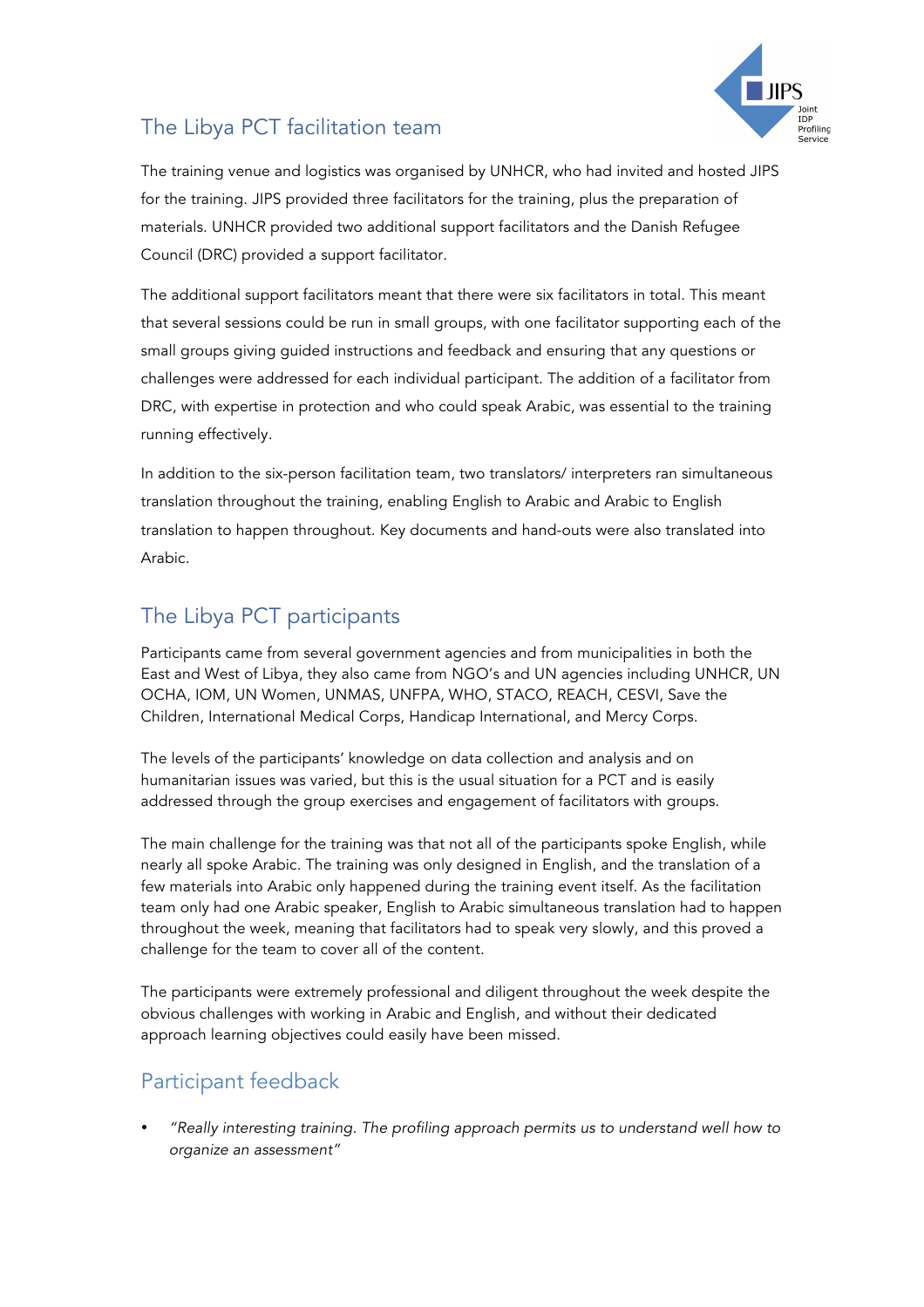## The Libya PCT facilitation team

The training venue and logistics was organised by UNHCR, who had invited and hosted JIPS for the training. JIPS provided three facilitators for the training, plus the preparation of materials. UNHCR provided two additional support facilitators and the Danish Refugee Council (DRC) provided a support facilitator.

The additional support facilitators meant that there were six facilitators in total. This meant that several sessions could be run in small groups, with one facilitator supporting each of the small groups giving guided instructions and feedback and ensuring that any questions or challenges were addressed for each individual participant. The addition of a facilitator from DRC, with expertise in protection and who could speak Arabic, was essential to the training running effectively.

In addition to the six-person facilitation team, two translators/ interpreters ran simultaneous translation throughout the training, enabling English to Arabic and Arabic to English translation to happen throughout. Key documents and hand-outs were also translated into Arabic.

## The Libya PCT participants

Participants came from several government agencies and from municipalities in both the East and West of Libya, they also came from NGO's and UN agencies including UNHCR, UN OCHA, IOM, UN Women, UNMAS, UNFPA, WHO, STACO, REACH, CESVI, Save the Children, International Medical Corps, Handicap International, and Mercy Corps.

The levels of the participants' knowledge on data collection and analysis and on humanitarian issues was varied, but this is the usual situation for a PCT and is easily addressed through the group exercises and engagement of facilitators with groups.

The main challenge for the training was that not all of the participants spoke English, while nearly all spoke Arabic. The training was only designed in English, and the translation of a few materials into Arabic only happened during the training event itself. As the facilitation team only had one Arabic speaker, English to Arabic simultaneous translation had to happen throughout the week, meaning that facilitators had to speak very slowly, and this proved a challenge for the team to cover all of the content.

The participants were extremely professional and diligent throughout the week despite the obvious challenges with working in Arabic and English, and without their dedicated approach learning objectives could easily have been missed.

## Participant feedback

- *"Really interesting training. The profiling approach permits us to understand well how to organize an assessment"*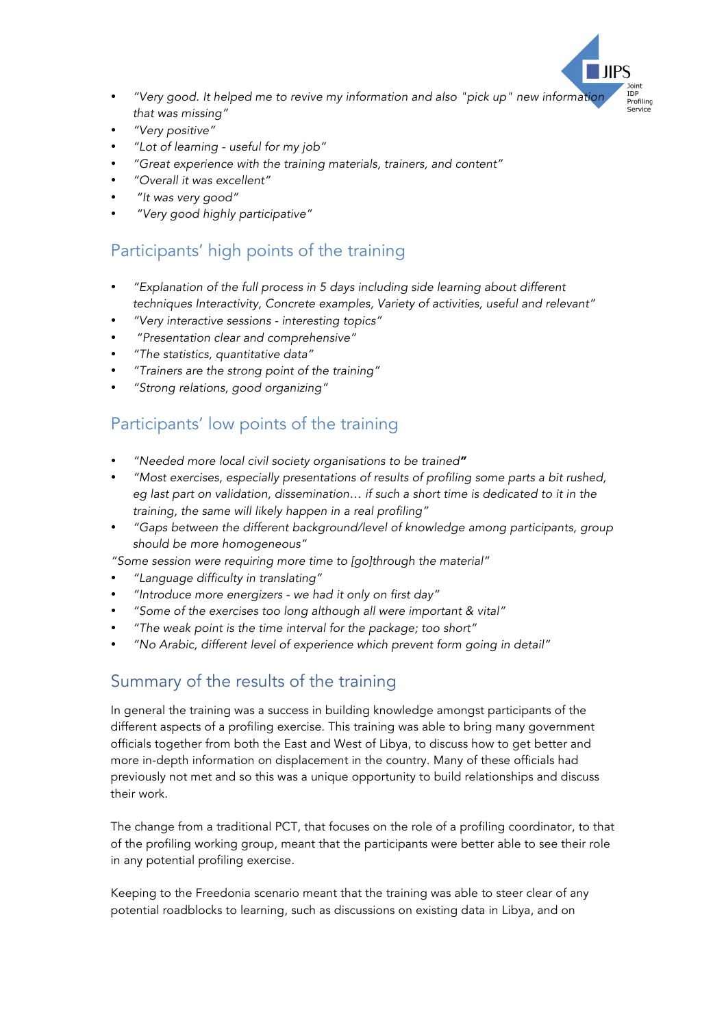- *"Very good. It helped me to revive my information and also "pick up" new information that was missing"*
- *"Very positive"*
- *"Lot of learning - useful for my job"*
- *"Great experience with the training materials, trainers, and content"*
- *"Overall it was excellent"*
- *"It was very good"*
- *"Very good highly participative"*

## Participants' high points of the training

- *"Explanation of the full process in 5 days including side learning about different techniques Interactivity, Concrete examples, Variety of activities, useful and relevant"*
- *"Very interactive sessions - interesting topics"*
- *"Presentation clear and comprehensive"*
- *"The statistics, quantitative data"*
- *"Trainers are the strong point of the training"*
- *"Strong relations, good organizing"*

## Participants' low points of the training

- *"Needed more local civil society organisations to be trained"*
- *"Most exercises, especially presentations of results of profiling some parts a bit rushed, eg last part on validation, dissemination… if such a short time is dedicated to it in the training, the same will likely happen in a real profiling"*
- *"Gaps between the different background/level of knowledge among participants, group should be more homogeneous"*

*"Some session were requiring more time to [go]through the material"*

- *"Language difficulty in translating"*
- *"Introduce more energizers - we had it only on first day"*
- *"Some of the exercises too long although all were important & vital"*
- *"The weak point is the time interval for the package; too short"*
- *"No Arabic, different level of experience which prevent form going in detail"*

## Summary of the results of the training

In general the training was a success in building knowledge amongst participants of the different aspects of a profiling exercise. This training was able to bring many government officials together from both the East and West of Libya, to discuss how to get better and more in-depth information on displacement in the country. Many of these officials had previously not met and so this was a unique opportunity to build relationships and discuss their work.

The change from a traditional PCT, that focuses on the role of a profiling coordinator, to that of the profiling working group, meant that the participants were better able to see their role in any potential profiling exercise.

Keeping to the Freedonia scenario meant that the training was able to steer clear of any potential roadblocks to learning, such as discussions on existing data in Libya, and on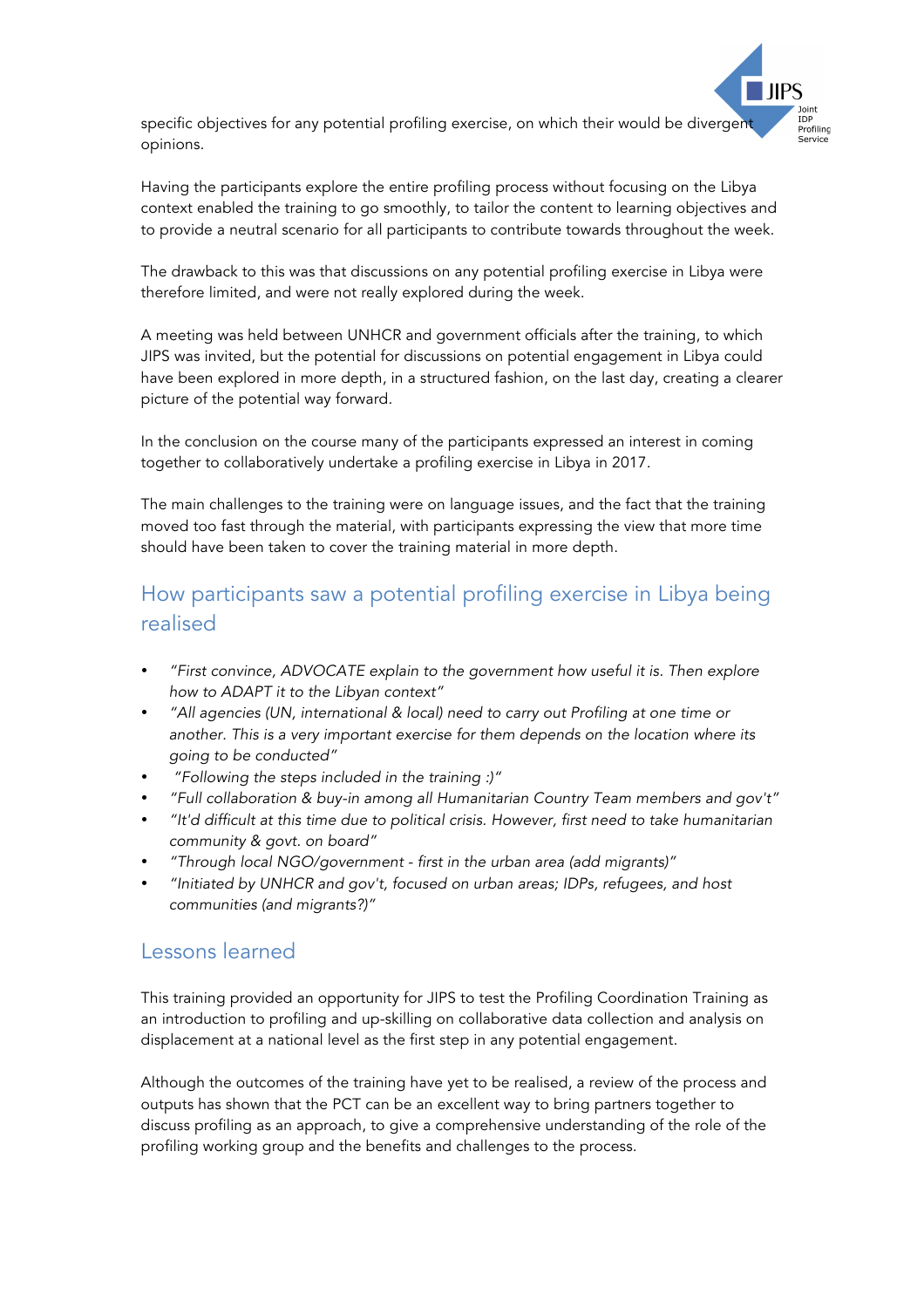specific objectives for any potential profiling exercise, on which their would be divergent opinions.

Having the participants explore the entire profiling process without focusing on the Libya context enabled the training to go smoothly, to tailor the content to learning objectives and to provide a neutral scenario for all participants to contribute towards throughout the week.

The drawback to this was that discussions on any potential profiling exercise in Libya were therefore limited, and were not really explored during the week.

A meeting was held between UNHCR and government officials after the training, to which JIPS was invited, but the potential for discussions on potential engagement in Libya could have been explored in more depth, in a structured fashion, on the last day, creating a clearer picture of the potential way forward.

In the conclusion on the course many of the participants expressed an interest in coming together to collaboratively undertake a profiling exercise in Libya in 2017.

The main challenges to the training were on language issues, and the fact that the training moved too fast through the material, with participants expressing the view that more time should have been taken to cover the training material in more depth.

## How participants saw a potential profiling exercise in Libya being realised

- *"First convince, ADVOCATE explain to the government how useful it is. Then explore how to ADAPT it to the Libyan context"*
- *"All agencies (UN, international & local) need to carry out Profiling at one time or another. This is a very important exercise for them depends on the location where its going to be conducted"*
- *"Following the steps included in the training :)"*
- *"Full collaboration & buy-in among all Humanitarian Country Team members and gov't"*
- *"It'd difficult at this time due to political crisis. However, first need to take humanitarian community & govt. on board"*
- *"Through local NGO/government - first in the urban area (add migrants)"*
- *"Initiated by UNHCR and gov't, focused on urban areas; IDPs, refugees, and host communities (and migrants?)"*

## Lessons learned

This training provided an opportunity for JIPS to test the Profiling Coordination Training as an introduction to profiling and up-skilling on collaborative data collection and analysis on displacement at a national level as the first step in any potential engagement.

Although the outcomes of the training have yet to be realised, a review of the process and outputs has shown that the PCT can be an excellent way to bring partners together to discuss profiling as an approach, to give a comprehensive understanding of the role of the profiling working group and the benefits and challenges to the process.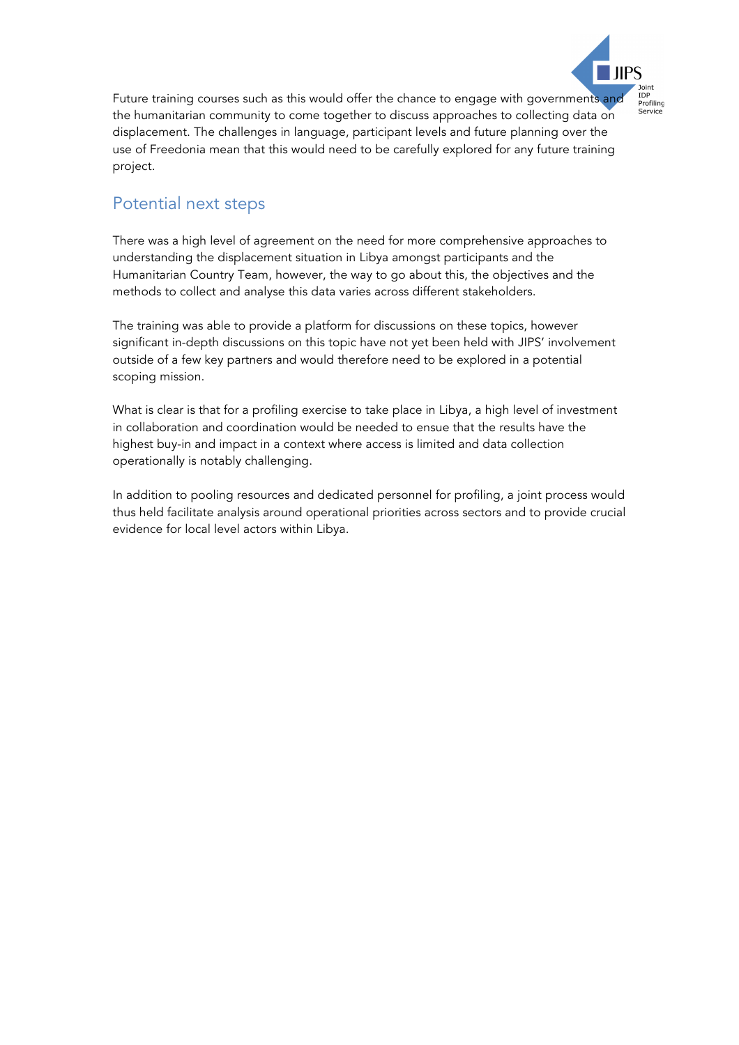Future training courses such as this would offer the chance to engage with governments and the humanitarian community to come together to discuss approaches to collecting data on displacement. The challenges in language, participant levels and future planning over the use of Freedonia mean that this would need to be carefully explored for any future training project.

## Potential next steps

There was a high level of agreement on the need for more comprehensive approaches to understanding the displacement situation in Libya amongst participants and the Humanitarian Country Team, however, the way to go about this, the objectives and the methods to collect and analyse this data varies across different stakeholders.

The training was able to provide a platform for discussions on these topics, however significant in-depth discussions on this topic have not yet been held with JIPS' involvement outside of a few key partners and would therefore need to be explored in a potential scoping mission.

What is clear is that for a profiling exercise to take place in Libya, a high level of investment in collaboration and coordination would be needed to ensue that the results have the highest buy-in and impact in a context where access is limited and data collection operationally is notably challenging.

In addition to pooling resources and dedicated personnel for profiling, a joint process would thus held facilitate analysis around operational priorities across sectors and to provide crucial evidence for local level actors within Libya.